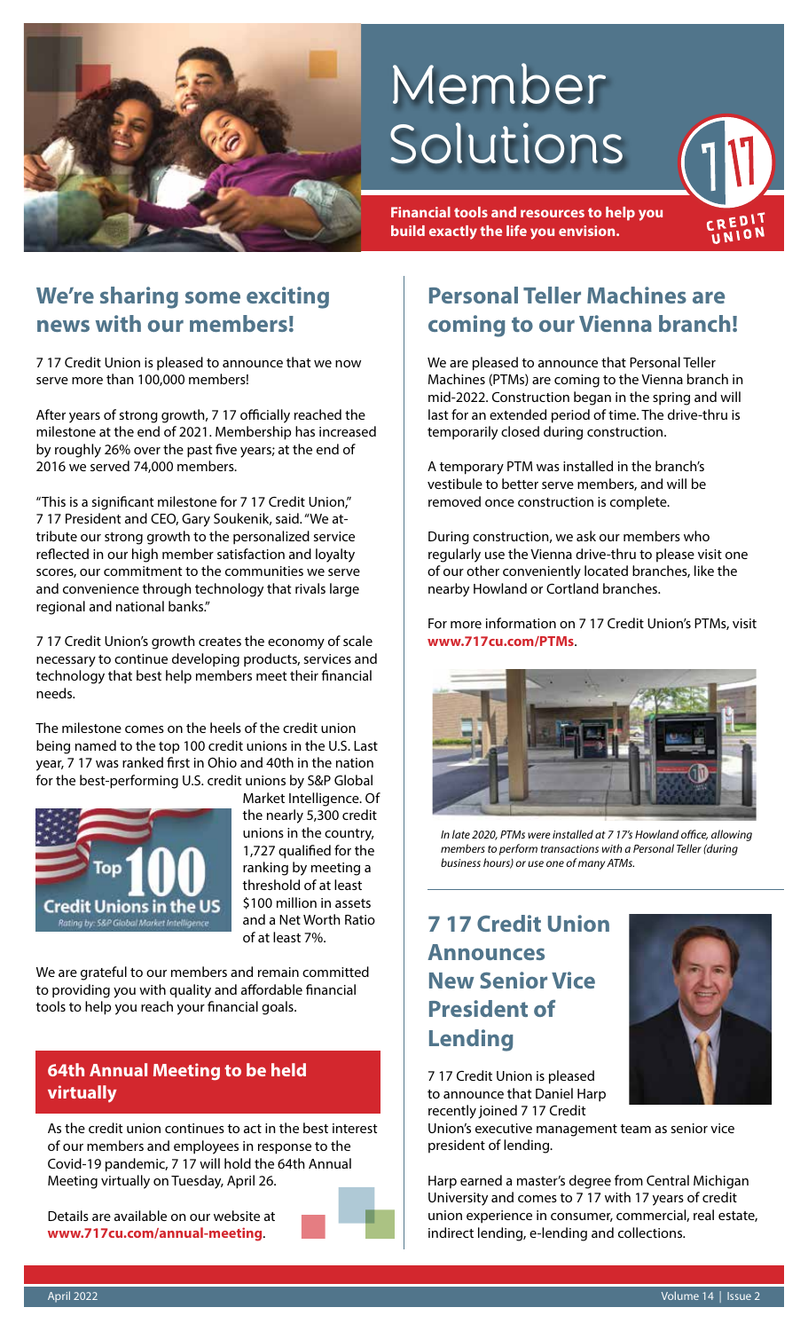# Member Solutions

**Financial tools and resources to help you build exactly the life you envision.**

## We're sharing some exciting news with our members!

7 17 Credit Union is pleased to announce that we now serve more than 100,000 members!

After years of strong growth, 7 17 officially reached the milestone at the end of 2021. Membership has increased by roughly 26% over the past five years; at the end of 2016 we served 74,000 members.

"This is a significant milestone for 7 17 Credit Union," 7 17 President and CEO, Gary Soukenik, said. "We attribute our strong growth to the personalized service reflected in our high member satisfaction and loyalty scores, our commitment to the communities we serve and convenience through technology that rivals large regional and national banks."

7 17 Credit Union's growth creates the economy of scale necessary to continue developing products, services and technology that best help members meet their financial needs.

The milestone comes on the heels of the credit union being named to the top 100 credit unions in the U.S. Last year, 7 17 was ranked first in Ohio and 40th in the nation for the best-performing U.S. credit unions by S&P Global Market Intelligence. Of the nearly 5,300 credit unions in the country, 1,727 qualified for the ranking by meeting a threshold of at least $100 million in assets and a Net Worth Ratio of at least 7%.

We are grateful to our members and remain committed to providing you with quality and affordable financial tools to help you reach your financial goals.

### 64th Annual Meeting to be held virtually

As the credit union continues to act in the best interest of our members and employees in response to the Covid-19 pandemic, 7 17 will hold the 64th Annual Meeting virtually on Tuesday, April 26.

Details are available on our website at **www.717cu.com/annual-meeting**.

## Personal Teller Machines are coming to our Vienna branch!

We are pleased to announce that Personal Teller Machines (PTMs) are coming to the Vienna branch in mid-2022. Construction began in the spring and will last for an extended period of time. The drive-thru is temporarily closed during construction.

A temporary PTM was installed in the branch's vestibule to better serve members, and will be removed once construction is complete.

During construction, we ask our members who regularly use the Vienna drive-thru to please visit one of our other conveniently located branches, like the nearby Howland or Cortland branches.

For more information on 7 17 Credit Union's PTMs, visit **www.717cu.com/PTMs**.

*In late 2020, PTMs were installed at 7 17's Howland office, allowing members to perform transactions with a Personal Teller (during business hours) or use one of many ATMs.*

## 7 17 Credit Union Announces New Senior Vice President of Lending

7 17 Credit Union is pleased to announce that Daniel Harp recently joined 7 17 Credit Union's executive management team as senior vice president of lending.

Harp earned a master's degree from Central Michigan University and comes to 7 17 with 17 years of credit union experience in consumer, commercial, real estate, indirect lending, e-lending and collections.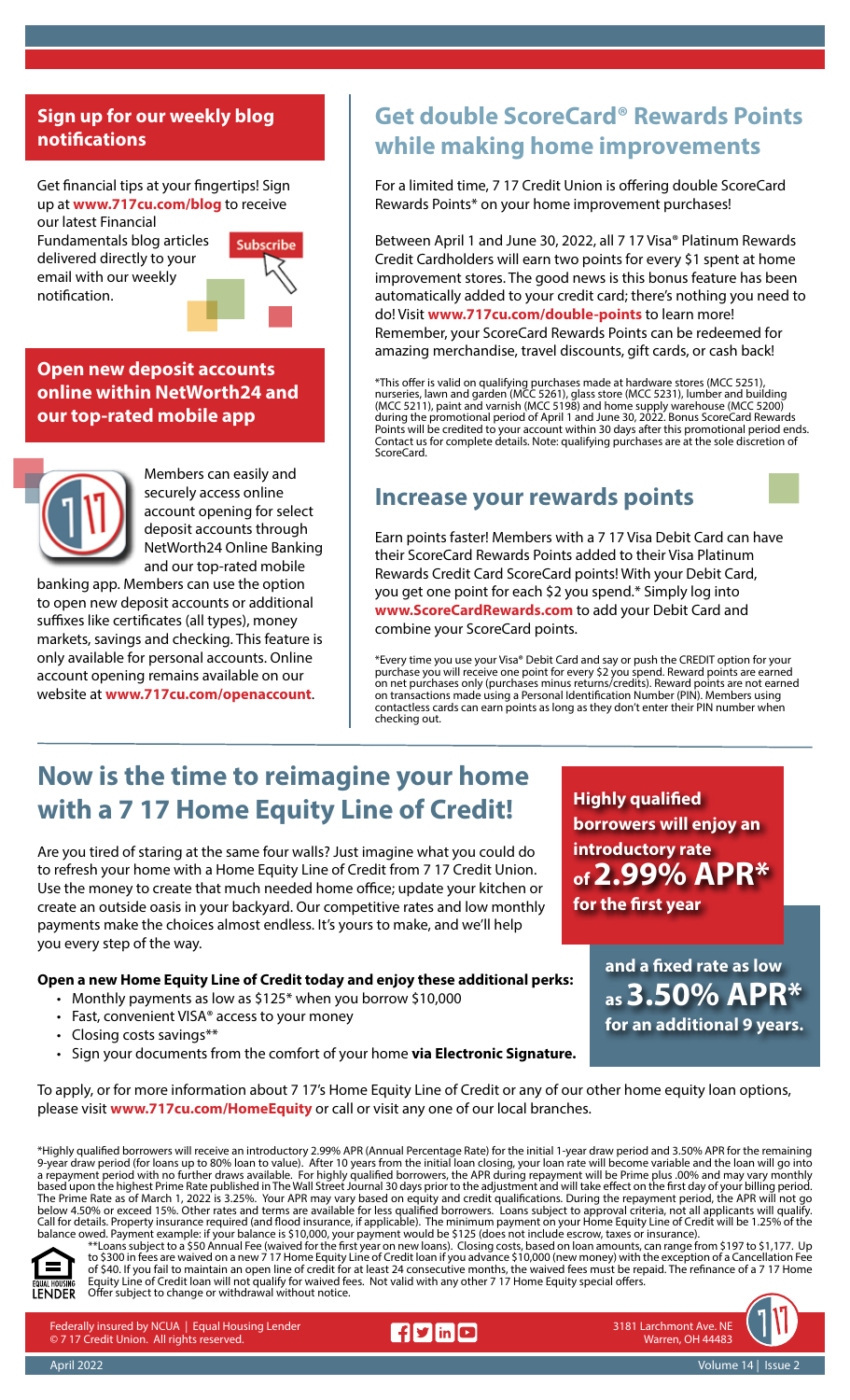## Sign up for our weekly blog notifications

Get financial tips at your fingertips! Sign up at **www.717cu.com/blog** to receive our latest Financial Fundamentals blog articles delivered directly to your email with our weekly notification.

Subscribe

## Open new deposit accounts online within NetWorth24 and our top-rated mobile app

Members can easily and securely access online account opening for select deposit accounts through NetWorth24 Online Banking and our top-rated mobile banking app. Members can use the option to open new deposit accounts or additional suffixes like certificates (all types), money markets, savings and checking. This feature is only available for personal accounts. Online account opening remains available on our website at **www.717cu.com/openaccount**.

## Get double ScoreCard® Rewards Points while making home improvements

For a limited time, 7 17 Credit Union is offering double ScoreCard Rewards Points* on your home improvement purchases!

Between April 1 and June 30, 2022, all 7 17 Visa® Platinum Rewards Credit Cardholders will earn two points for every $1 spent at home improvement stores. The good news is this bonus feature has been automatically added to your credit card; there's nothing you need to do! Visit **www.717cu.com/double-points** to learn more! Remember, your ScoreCard Rewards Points can be redeemed for amazing merchandise, travel discounts, gift cards, or cash back!

*This offer is valid on qualifying purchases made at hardware stores (MCC 5251), nurseries, lawn and garden (MCC 5261), glass store (MCC 5231), lumber and building (MCC 5211), paint and varnish (MCC 5198) and home supply warehouse (MCC 5200) during the promotional period of April 1 and June 30, 2022. Bonus ScoreCard Rewards Points will be credited to your account within 30 days after this promotional period ends. Contact us for complete details. Note: qualifying purchases are at the sole discretion of ScoreCard.

## Increase your rewards points

Earn points faster! Members with a 7 17 Visa Debit Card can have their ScoreCard Rewards Points added to their Visa Platinum Rewards Credit Card ScoreCard points! With your Debit Card, you get one point for each $2 you spend.* Simply log into **www.ScoreCardRewards.com** to add your Debit Card and combine your ScoreCard points.

*Every time you use your Visa® Debit Card and say or push the CREDIT option for your purchase you will receive one point for every $2 you spend. Reward points are earned on net purchases only (purchases minus returns/credits). Reward points are not earned on transactions made using a Personal Identification Number (PIN). Members using contactless cards can earn points as long as they don't enter their PIN number when checking out.

## Now is the time to reimagine your home with a 7 17 Home Equity Line of Credit!

Are you tired of staring at the same four walls? Just imagine what you could do to refresh your home with a Home Equity Line of Credit from 7 17 Credit Union. Use the money to create that much needed home office; update your kitchen or create an outside oasis in your backyard. Our competitive rates and low monthly payments make the choices almost endless. It's yours to make, and we'll help you every step of the way.

**Highly qualified borrowers will enjoy an introductory rate of 2.99% APR* for the first year**

**and a fixed rate as low as 3.50% APR* for an additional 9 years.**

**Open a new Home Equity Line of Credit today and enjoy these additional perks:**

- Monthly payments as low as $125* when you borrow $10,000
- Fast, convenient VISA® access to your money
- Closing costs savings**
- Sign your documents from the comfort of your home **via Electronic Signature.**

To apply, or for more information about 7 17's Home Equity Line of Credit or any of our other home equity loan options, please visit **www.717cu.com/HomeEquity** or call or visit any one of our local branches.

*Highly qualified borrowers will receive an introductory 2.99% APR (Annual Percentage Rate) for the initial 1-year draw period and 3.50% APR for the remaining 9-year draw period (for loans up to 80% loan to value). After 10 years from the initial loan closing, your loan rate will become variable and the loan will go into a repayment period with no further draws available. For highly qualified borrowers, the APR during repayment will be Prime plus .00% and may vary monthly based upon the highest Prime Rate published in The Wall Street Journal 30 days prior to the adjustment and will take effect on the first day of your billing period. The Prime Rate as of March 1, 2022 is 3.25%. Your APR may vary based on equity and credit qualifications. During the repayment period, the APR will not go below 4.50% or exceed 15%. Other rates and terms are available for less qualified borrowers. Loans subject to approval criteria, not all applicants will qualify. Call for details. Property insurance required (and flood insurance, if applicable). The minimum payment on your Home Equity Line of Credit will be 1.25% of the balance owed. Payment example: if your balance is $10,000, your payment would be $125 (does not include escrow, taxes or insurance).

**Loans subject to a $50 Annual Fee (waived for the first year on new loans). Closing costs, based on loan amounts, can range from $197 to $1,177. Up to $300 in fees are waived on a new 7 17 Home Equity Line of Credit loan if you advance $10,000 (new money) with the exception of a Cancellation Fee of $40. If you fail to maintain an open line of credit for at least 24 consecutive months, the waived fees must be repaid. The refinance of a 7 17 Home Equity Line of Credit loan will not qualify for waived fees. Not valid with any other 7 17 Home Equity special offers. Offer subject to change or withdrawal without notice.

EQUAL HOUSING LENDER

Federally insured by NCUA | Equal Housing Lender
© 7 17 Credit Union. All rights reserved.

3181 Larchmont Ave. NE
Warren, OH 44483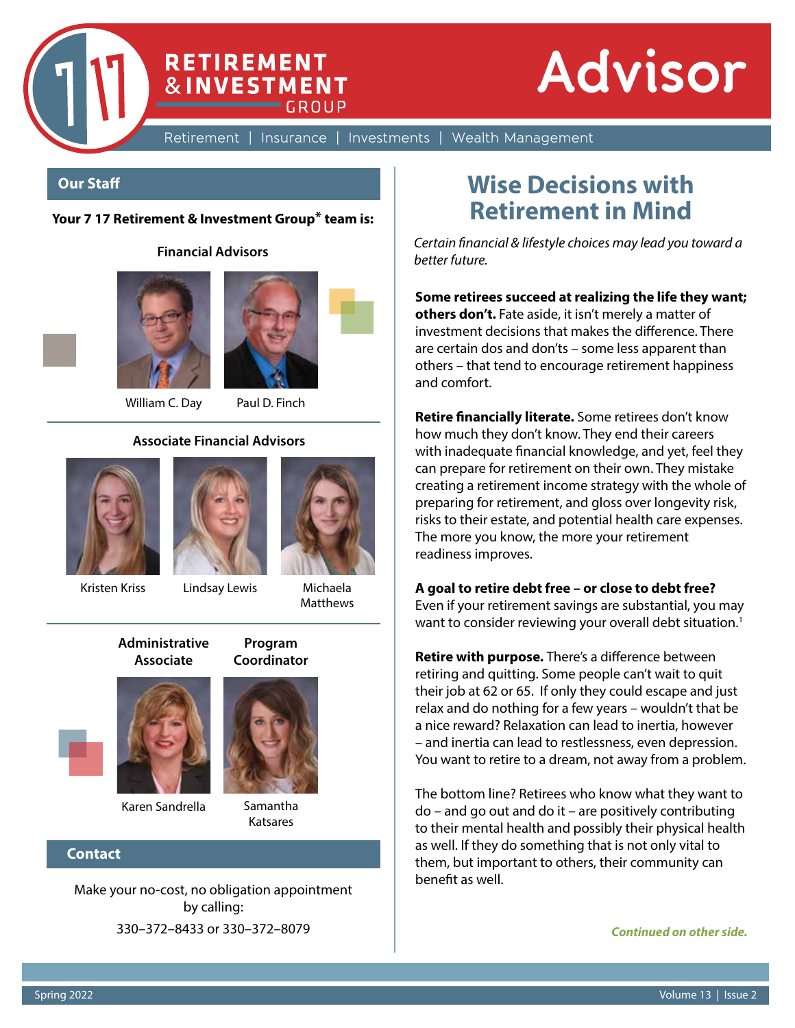# RETIREMENT & INVESTMENT GROUP

# Advisor

Retirement | Insurance | Investments | Wealth Management

## Our Staff

**Your 7 17 Retirement & Investment Group* team is:**

**Financial Advisors**

William C. Day

Paul D. Finch

**Associate Financial Advisors**

Kristen Kriss

Lindsay Lewis

Michaela Matthews

**Administrative Associate**

Karen Sandrella

**Program Coordinator**

Samantha Katsares

## Contact

Make your no-cost, no obligation appointment by calling:

330–372–8433 or 330–372–8079

## Wise Decisions with Retirement in Mind

*Certain financial & lifestyle choices may lead you toward a better future.*

**Some retirees succeed at realizing the life they want; others don't.** Fate aside, it isn't merely a matter of investment decisions that makes the difference. There are certain dos and don'ts – some less apparent than others – that tend to encourage retirement happiness and comfort.

**Retire financially literate.** Some retirees don't know how much they don't know. They end their careers with inadequate financial knowledge, and yet, feel they can prepare for retirement on their own. They mistake creating a retirement income strategy with the whole of preparing for retirement, and gloss over longevity risk, risks to their estate, and potential health care expenses. The more you know, the more your retirement readiness improves.

**A goal to retire debt free – or close to debt free?** Even if your retirement savings are substantial, you may want to consider reviewing your overall debt situation.[1]

**Retire with purpose.** There's a difference between retiring and quitting. Some people can't wait to quit their job at 62 or 65. If only they could escape and just relax and do nothing for a few years – wouldn't that be a nice reward? Relaxation can lead to inertia, however – and inertia can lead to restlessness, even depression. You want to retire to a dream, not away from a problem.

The bottom line? Retirees who know what they want to do – and go out and do it – are positively contributing to their mental health and possibly their physical health as well. If they do something that is not only vital to them, but important to others, their community can benefit as well.

***Continued on other side.***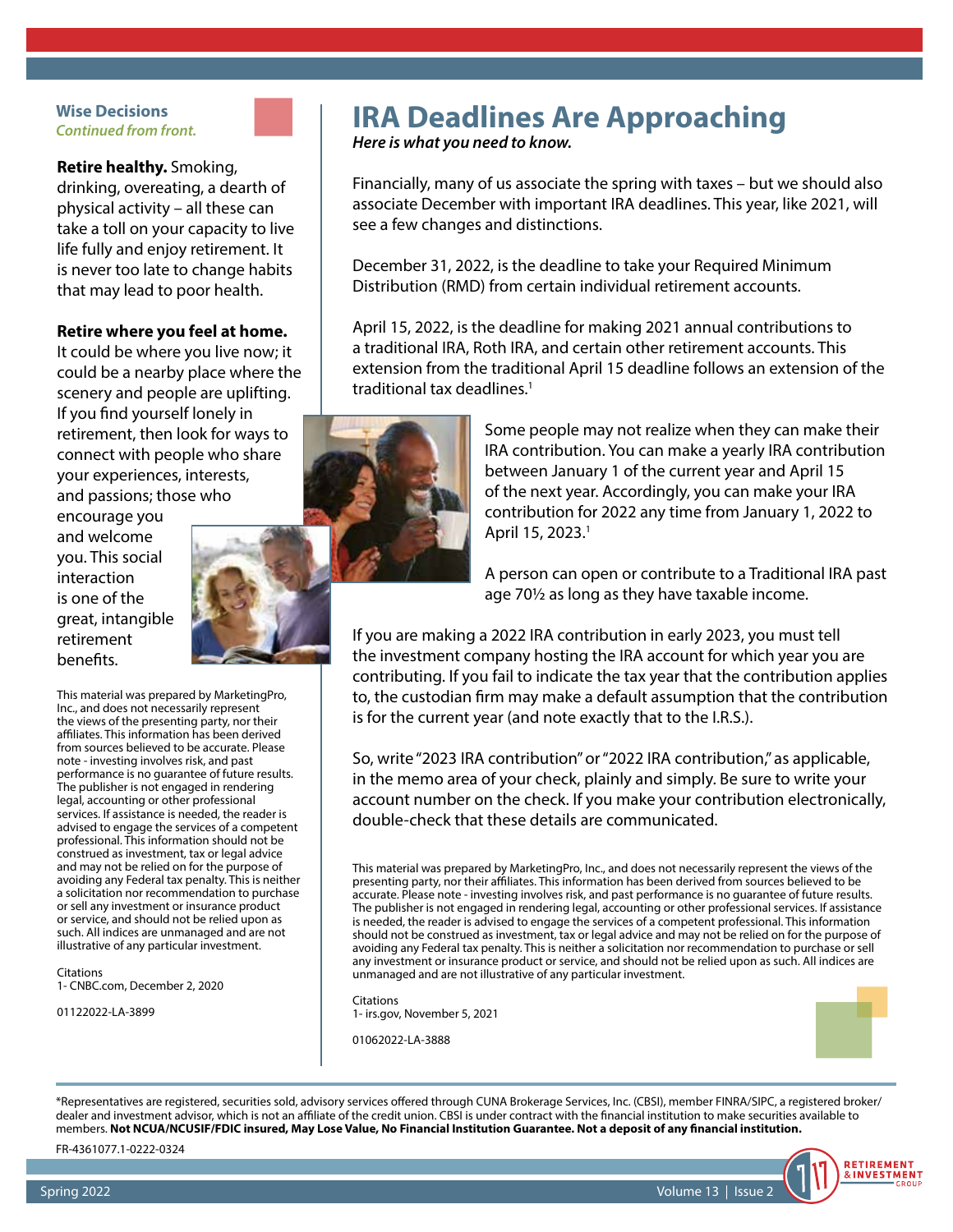## Wise Decisions

*Continued from front.*

**Retire healthy.** Smoking, drinking, overeating, a dearth of physical activity – all these can take a toll on your capacity to live life fully and enjoy retirement. It is never too late to change habits that may lead to poor health.

**Retire where you feel at home.** It could be where you live now; it could be a nearby place where the scenery and people are uplifting. If you find yourself lonely in retirement, then look for ways to connect with people who share your experiences, interests, and passions; those who encourage you and welcome you. This social interaction is one of the great, intangible retirement benefits.

This material was prepared by MarketingPro, Inc., and does not necessarily represent the views of the presenting party, nor their affiliates. This information has been derived from sources believed to be accurate. Please note - investing involves risk, and past performance is no guarantee of future results. The publisher is not engaged in rendering legal, accounting or other professional services. If assistance is needed, the reader is advised to engage the services of a competent professional. This information should not be construed as investment, tax or legal advice and may not be relied on for the purpose of avoiding any Federal tax penalty. This is neither a solicitation nor recommendation to purchase or sell any investment or insurance product or service, and should not be relied upon as such. All indices are unmanaged and are not illustrative of any particular investment.

Citations
1- CNBC.com, December 2, 2020

01122022-LA-3899

# IRA Deadlines Are Approaching

***Here is what you need to know.***

Financially, many of us associate the spring with taxes – but we should also associate December with important IRA deadlines. This year, like 2021, will see a few changes and distinctions.

December 31, 2022, is the deadline to take your Required Minimum Distribution (RMD) from certain individual retirement accounts.

April 15, 2022, is the deadline for making 2021 annual contributions to a traditional IRA, Roth IRA, and certain other retirement accounts. This extension from the traditional April 15 deadline follows an extension of the traditional tax deadlines.[1]

Some people may not realize when they can make their IRA contribution. You can make a yearly IRA contribution between January 1 of the current year and April 15 of the next year. Accordingly, you can make your IRA contribution for 2022 any time from January 1, 2022 to April 15, 2023.[1]

A person can open or contribute to a Traditional IRA past age 70½ as long as they have taxable income.

If you are making a 2022 IRA contribution in early 2023, you must tell the investment company hosting the IRA account for which year you are contributing. If you fail to indicate the tax year that the contribution applies to, the custodian firm may make a default assumption that the contribution is for the current year (and note exactly that to the I.R.S.).

So, write "2023 IRA contribution" or "2022 IRA contribution," as applicable, in the memo area of your check, plainly and simply. Be sure to write your account number on the check. If you make your contribution electronically, double-check that these details are communicated.

This material was prepared by MarketingPro, Inc., and does not necessarily represent the views of the presenting party, nor their affiliates. This information has been derived from sources believed to be accurate. Please note - investing involves risk, and past performance is no guarantee of future results. The publisher is not engaged in rendering legal, accounting or other professional services. If assistance is needed, the reader is advised to engage the services of a competent professional. This information should not be construed as investment, tax or legal advice and may not be relied on for the purpose of avoiding any Federal tax penalty. This is neither a solicitation nor recommendation to purchase or sell any investment or insurance product or service, and should not be relied upon as such. All indices are unmanaged and are not illustrative of any particular investment.

Citations
1- irs.gov, November 5, 2021

01062022-LA-3888

*Representatives are registered, securities sold, advisory services offered through CUNA Brokerage Services, Inc. (CBSI), member FINRA/SIPC, a registered broker/dealer and investment advisor, which is not an affiliate of the credit union. CBSI is under contract with the financial institution to make securities available to members. **Not NCUA/NCUSIF/FDIC insured, May Lose Value, No Financial Institution Guarantee. Not a deposit of any financial institution.**

FR-4361077.1-0222-0324